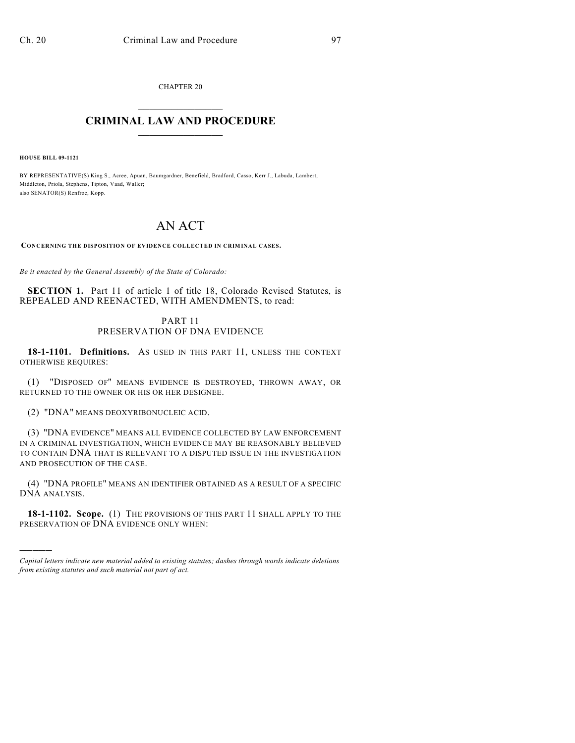CHAPTER 20

# CRIMINAL LAW AND PROCEDURE

**HOUSE BILL 09-1121**

BY REPRESENTATIVE(S) King S., Acree, Apuan, Baumgardner, Benefield, Bradford, Casso, Kerr J., Labuda, Lambert, Middleton, Priola, Stephens, Tipton, Vaad, Waller;
also SENATOR(S) Renfroe, Kopp.

# AN ACT

**CONCERNING THE DISPOSITION OF EVIDENCE COLLECTED IN CRIMINAL CASES.**

*Be it enacted by the General Assembly of the State of Colorado:*

**SECTION 1.** Part 11 of article 1 of title 18, Colorado Revised Statutes, is REPEALED AND REENACTED, WITH AMENDMENTS, to read:

PART 11
PRESERVATION OF DNA EVIDENCE

**18-1-1101. Definitions.** AS USED IN THIS PART 11, UNLESS THE CONTEXT OTHERWISE REQUIRES:

(1) "DISPOSED OF" MEANS EVIDENCE IS DESTROYED, THROWN AWAY, OR RETURNED TO THE OWNER OR HIS OR HER DESIGNEE.

(2) "DNA" MEANS DEOXYRIBONUCLEIC ACID.

(3) "DNA EVIDENCE" MEANS ALL EVIDENCE COLLECTED BY LAW ENFORCEMENT IN A CRIMINAL INVESTIGATION, WHICH EVIDENCE MAY BE REASONABLY BELIEVED TO CONTAIN DNA THAT IS RELEVANT TO A DISPUTED ISSUE IN THE INVESTIGATION AND PROSECUTION OF THE CASE.

(4) "DNA PROFILE" MEANS AN IDENTIFIER OBTAINED AS A RESULT OF A SPECIFIC DNA ANALYSIS.

**18-1-1102. Scope.** (1) THE PROVISIONS OF THIS PART 11 SHALL APPLY TO THE PRESERVATION OF DNA EVIDENCE ONLY WHEN:

---

*Capital letters indicate new material added to existing statutes; dashes through words indicate deletions from existing statutes and such material not part of act.*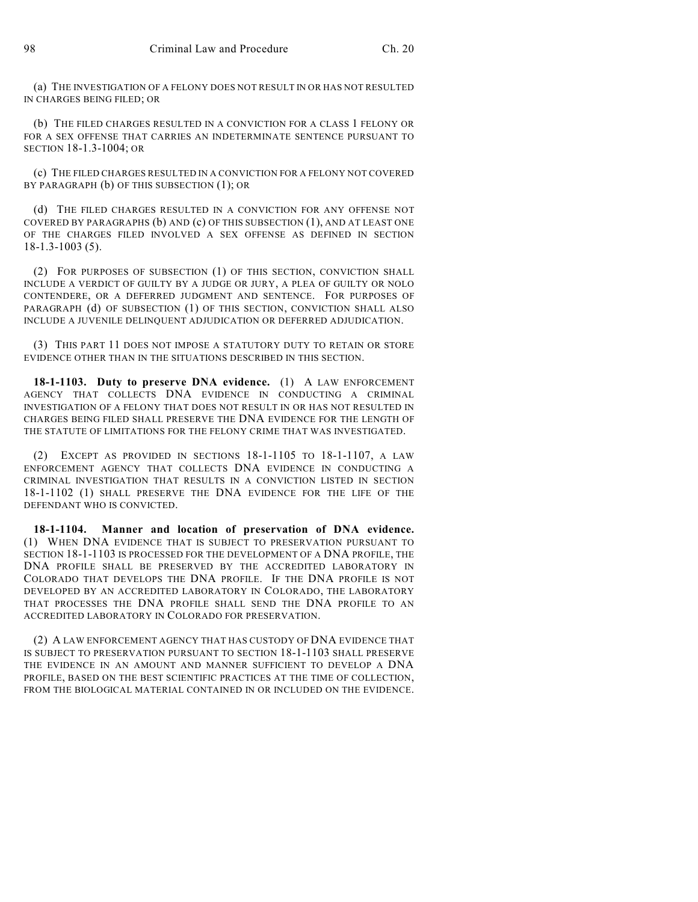(a) THE INVESTIGATION OF A FELONY DOES NOT RESULT IN OR HAS NOT RESULTED IN CHARGES BEING FILED; OR

(b) THE FILED CHARGES RESULTED IN A CONVICTION FOR A CLASS 1 FELONY OR FOR A SEX OFFENSE THAT CARRIES AN INDETERMINATE SENTENCE PURSUANT TO SECTION 18-1.3-1004; OR

(c) THE FILED CHARGES RESULTED IN A CONVICTION FOR A FELONY NOT COVERED BY PARAGRAPH (b) OF THIS SUBSECTION (1); OR

(d) THE FILED CHARGES RESULTED IN A CONVICTION FOR ANY OFFENSE NOT COVERED BY PARAGRAPHS (b) AND (c) OF THIS SUBSECTION (1), AND AT LEAST ONE OF THE CHARGES FILED INVOLVED A SEX OFFENSE AS DEFINED IN SECTION 18-1.3-1003 (5).

(2) FOR PURPOSES OF SUBSECTION (1) OF THIS SECTION, CONVICTION SHALL INCLUDE A VERDICT OF GUILTY BY A JUDGE OR JURY, A PLEA OF GUILTY OR NOLO CONTENDERE, OR A DEFERRED JUDGMENT AND SENTENCE. FOR PURPOSES OF PARAGRAPH (d) OF SUBSECTION (1) OF THIS SECTION, CONVICTION SHALL ALSO INCLUDE A JUVENILE DELINQUENT ADJUDICATION OR DEFERRED ADJUDICATION.

(3) THIS PART 11 DOES NOT IMPOSE A STATUTORY DUTY TO RETAIN OR STORE EVIDENCE OTHER THAN IN THE SITUATIONS DESCRIBED IN THIS SECTION.

**18-1-1103. Duty to preserve DNA evidence.** (1) A LAW ENFORCEMENT AGENCY THAT COLLECTS DNA EVIDENCE IN CONDUCTING A CRIMINAL INVESTIGATION OF A FELONY THAT DOES NOT RESULT IN OR HAS NOT RESULTED IN CHARGES BEING FILED SHALL PRESERVE THE DNA EVIDENCE FOR THE LENGTH OF THE STATUTE OF LIMITATIONS FOR THE FELONY CRIME THAT WAS INVESTIGATED.

(2) EXCEPT AS PROVIDED IN SECTIONS 18-1-1105 TO 18-1-1107, A LAW ENFORCEMENT AGENCY THAT COLLECTS DNA EVIDENCE IN CONDUCTING A CRIMINAL INVESTIGATION THAT RESULTS IN A CONVICTION LISTED IN SECTION 18-1-1102 (1) SHALL PRESERVE THE DNA EVIDENCE FOR THE LIFE OF THE DEFENDANT WHO IS CONVICTED.

**18-1-1104. Manner and location of preservation of DNA evidence.** (1) WHEN DNA EVIDENCE THAT IS SUBJECT TO PRESERVATION PURSUANT TO SECTION 18-1-1103 IS PROCESSED FOR THE DEVELOPMENT OF A DNA PROFILE, THE DNA PROFILE SHALL BE PRESERVED BY THE ACCREDITED LABORATORY IN COLORADO THAT DEVELOPS THE DNA PROFILE. IF THE DNA PROFILE IS NOT DEVELOPED BY AN ACCREDITED LABORATORY IN COLORADO, THE LABORATORY THAT PROCESSES THE DNA PROFILE SHALL SEND THE DNA PROFILE TO AN ACCREDITED LABORATORY IN COLORADO FOR PRESERVATION.

(2) A LAW ENFORCEMENT AGENCY THAT HAS CUSTODY OF DNA EVIDENCE THAT IS SUBJECT TO PRESERVATION PURSUANT TO SECTION 18-1-1103 SHALL PRESERVE THE EVIDENCE IN AN AMOUNT AND MANNER SUFFICIENT TO DEVELOP A DNA PROFILE, BASED ON THE BEST SCIENTIFIC PRACTICES AT THE TIME OF COLLECTION, FROM THE BIOLOGICAL MATERIAL CONTAINED IN OR INCLUDED ON THE EVIDENCE.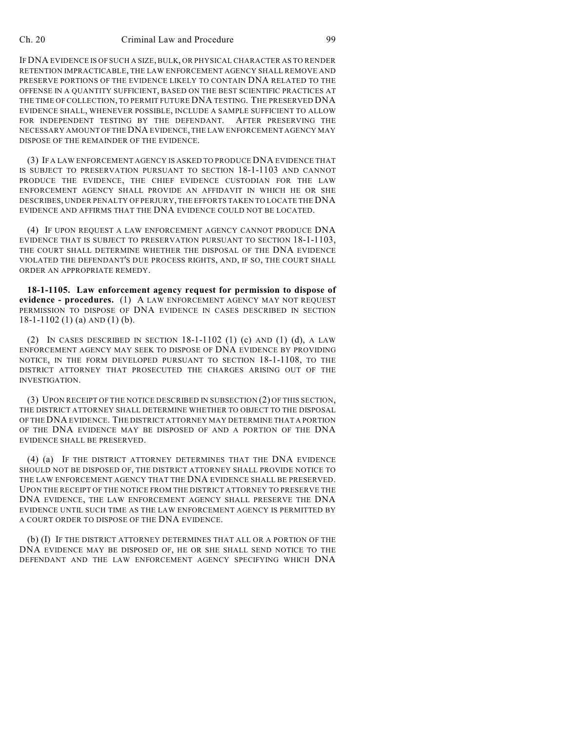IF DNA EVIDENCE IS OF SUCH A SIZE, BULK, OR PHYSICAL CHARACTER AS TO RENDER RETENTION IMPRACTICABLE, THE LAW ENFORCEMENT AGENCY SHALL REMOVE AND PRESERVE PORTIONS OF THE EVIDENCE LIKELY TO CONTAIN DNA RELATED TO THE OFFENSE IN A QUANTITY SUFFICIENT, BASED ON THE BEST SCIENTIFIC PRACTICES AT THE TIME OF COLLECTION, TO PERMIT FUTURE DNA TESTING. THE PRESERVED DNA EVIDENCE SHALL, WHENEVER POSSIBLE, INCLUDE A SAMPLE SUFFICIENT TO ALLOW FOR INDEPENDENT TESTING BY THE DEFENDANT. AFTER PRESERVING THE NECESSARY AMOUNT OF THE DNA EVIDENCE, THE LAW ENFORCEMENT AGENCY MAY DISPOSE OF THE REMAINDER OF THE EVIDENCE.

(3) IF A LAW ENFORCEMENT AGENCY IS ASKED TO PRODUCE DNA EVIDENCE THAT IS SUBJECT TO PRESERVATION PURSUANT TO SECTION 18-1-1103 AND CANNOT PRODUCE THE EVIDENCE, THE CHIEF EVIDENCE CUSTODIAN FOR THE LAW ENFORCEMENT AGENCY SHALL PROVIDE AN AFFIDAVIT IN WHICH HE OR SHE DESCRIBES, UNDER PENALTY OF PERJURY, THE EFFORTS TAKEN TO LOCATE THE DNA EVIDENCE AND AFFIRMS THAT THE DNA EVIDENCE COULD NOT BE LOCATED.

(4) IF UPON REQUEST A LAW ENFORCEMENT AGENCY CANNOT PRODUCE DNA EVIDENCE THAT IS SUBJECT TO PRESERVATION PURSUANT TO SECTION 18-1-1103, THE COURT SHALL DETERMINE WHETHER THE DISPOSAL OF THE DNA EVIDENCE VIOLATED THE DEFENDANT'S DUE PROCESS RIGHTS, AND, IF SO, THE COURT SHALL ORDER AN APPROPRIATE REMEDY.

**18-1-1105. Law enforcement agency request for permission to dispose of evidence - procedures.** (1) A LAW ENFORCEMENT AGENCY MAY NOT REQUEST PERMISSION TO DISPOSE OF DNA EVIDENCE IN CASES DESCRIBED IN SECTION 18-1-1102 (1) (a) AND (1) (b).

(2) IN CASES DESCRIBED IN SECTION 18-1-1102 (1) (c) AND (1) (d), A LAW ENFORCEMENT AGENCY MAY SEEK TO DISPOSE OF DNA EVIDENCE BY PROVIDING NOTICE, IN THE FORM DEVELOPED PURSUANT TO SECTION 18-1-1108, TO THE DISTRICT ATTORNEY THAT PROSECUTED THE CHARGES ARISING OUT OF THE INVESTIGATION.

(3) UPON RECEIPT OF THE NOTICE DESCRIBED IN SUBSECTION (2) OF THIS SECTION, THE DISTRICT ATTORNEY SHALL DETERMINE WHETHER TO OBJECT TO THE DISPOSAL OF THE DNA EVIDENCE. THE DISTRICT ATTORNEY MAY DETERMINE THAT A PORTION OF THE DNA EVIDENCE MAY BE DISPOSED OF AND A PORTION OF THE DNA EVIDENCE SHALL BE PRESERVED.

(4) (a) IF THE DISTRICT ATTORNEY DETERMINES THAT THE DNA EVIDENCE SHOULD NOT BE DISPOSED OF, THE DISTRICT ATTORNEY SHALL PROVIDE NOTICE TO THE LAW ENFORCEMENT AGENCY THAT THE DNA EVIDENCE SHALL BE PRESERVED. UPON THE RECEIPT OF THE NOTICE FROM THE DISTRICT ATTORNEY TO PRESERVE THE DNA EVIDENCE, THE LAW ENFORCEMENT AGENCY SHALL PRESERVE THE DNA EVIDENCE UNTIL SUCH TIME AS THE LAW ENFORCEMENT AGENCY IS PERMITTED BY A COURT ORDER TO DISPOSE OF THE DNA EVIDENCE.

(b) (I) IF THE DISTRICT ATTORNEY DETERMINES THAT ALL OR A PORTION OF THE DNA EVIDENCE MAY BE DISPOSED OF, HE OR SHE SHALL SEND NOTICE TO THE DEFENDANT AND THE LAW ENFORCEMENT AGENCY SPECIFYING WHICH DNA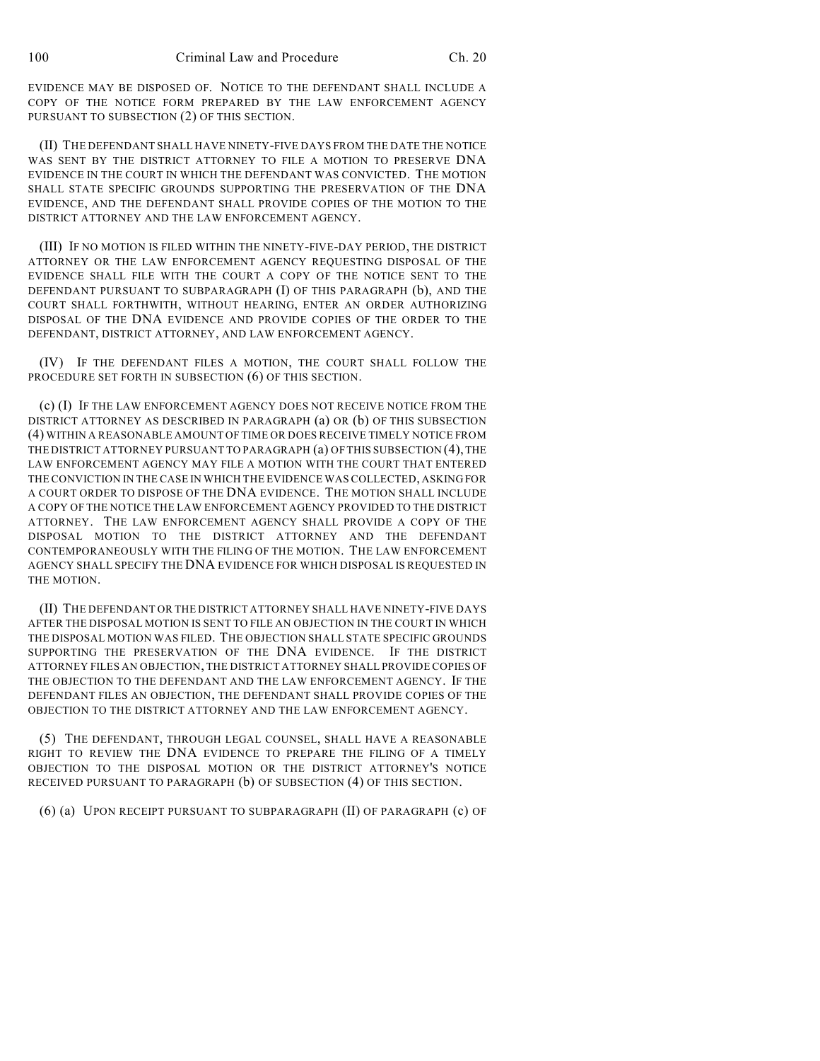EVIDENCE MAY BE DISPOSED OF. NOTICE TO THE DEFENDANT SHALL INCLUDE A COPY OF THE NOTICE FORM PREPARED BY THE LAW ENFORCEMENT AGENCY PURSUANT TO SUBSECTION (2) OF THIS SECTION.

(II) THE DEFENDANT SHALL HAVE NINETY-FIVE DAYS FROM THE DATE THE NOTICE WAS SENT BY THE DISTRICT ATTORNEY TO FILE A MOTION TO PRESERVE DNA EVIDENCE IN THE COURT IN WHICH THE DEFENDANT WAS CONVICTED. THE MOTION SHALL STATE SPECIFIC GROUNDS SUPPORTING THE PRESERVATION OF THE DNA EVIDENCE, AND THE DEFENDANT SHALL PROVIDE COPIES OF THE MOTION TO THE DISTRICT ATTORNEY AND THE LAW ENFORCEMENT AGENCY.

(III) IF NO MOTION IS FILED WITHIN THE NINETY-FIVE-DAY PERIOD, THE DISTRICT ATTORNEY OR THE LAW ENFORCEMENT AGENCY REQUESTING DISPOSAL OF THE EVIDENCE SHALL FILE WITH THE COURT A COPY OF THE NOTICE SENT TO THE DEFENDANT PURSUANT TO SUBPARAGRAPH (I) OF THIS PARAGRAPH (b), AND THE COURT SHALL FORTHWITH, WITHOUT HEARING, ENTER AN ORDER AUTHORIZING DISPOSAL OF THE DNA EVIDENCE AND PROVIDE COPIES OF THE ORDER TO THE DEFENDANT, DISTRICT ATTORNEY, AND LAW ENFORCEMENT AGENCY.

(IV) IF THE DEFENDANT FILES A MOTION, THE COURT SHALL FOLLOW THE PROCEDURE SET FORTH IN SUBSECTION (6) OF THIS SECTION.

(c) (I) IF THE LAW ENFORCEMENT AGENCY DOES NOT RECEIVE NOTICE FROM THE DISTRICT ATTORNEY AS DESCRIBED IN PARAGRAPH (a) OR (b) OF THIS SUBSECTION (4) WITHIN A REASONABLE AMOUNT OF TIME OR DOES RECEIVE TIMELY NOTICE FROM THE DISTRICT ATTORNEY PURSUANT TO PARAGRAPH (a) OF THIS SUBSECTION (4), THE LAW ENFORCEMENT AGENCY MAY FILE A MOTION WITH THE COURT THAT ENTERED THE CONVICTION IN THE CASE IN WHICH THE EVIDENCE WAS COLLECTED, ASKING FOR A COURT ORDER TO DISPOSE OF THE DNA EVIDENCE. THE MOTION SHALL INCLUDE A COPY OF THE NOTICE THE LAW ENFORCEMENT AGENCY PROVIDED TO THE DISTRICT ATTORNEY. THE LAW ENFORCEMENT AGENCY SHALL PROVIDE A COPY OF THE DISPOSAL MOTION TO THE DISTRICT ATTORNEY AND THE DEFENDANT CONTEMPORANEOUSLY WITH THE FILING OF THE MOTION. THE LAW ENFORCEMENT AGENCY SHALL SPECIFY THE DNA EVIDENCE FOR WHICH DISPOSAL IS REQUESTED IN THE MOTION.

(II) THE DEFENDANT OR THE DISTRICT ATTORNEY SHALL HAVE NINETY-FIVE DAYS AFTER THE DISPOSAL MOTION IS SENT TO FILE AN OBJECTION IN THE COURT IN WHICH THE DISPOSAL MOTION WAS FILED. THE OBJECTION SHALL STATE SPECIFIC GROUNDS SUPPORTING THE PRESERVATION OF THE DNA EVIDENCE. IF THE DISTRICT ATTORNEY FILES AN OBJECTION, THE DISTRICT ATTORNEY SHALL PROVIDE COPIES OF THE OBJECTION TO THE DEFENDANT AND THE LAW ENFORCEMENT AGENCY. IF THE DEFENDANT FILES AN OBJECTION, THE DEFENDANT SHALL PROVIDE COPIES OF THE OBJECTION TO THE DISTRICT ATTORNEY AND THE LAW ENFORCEMENT AGENCY.

(5) THE DEFENDANT, THROUGH LEGAL COUNSEL, SHALL HAVE A REASONABLE RIGHT TO REVIEW THE DNA EVIDENCE TO PREPARE THE FILING OF A TIMELY OBJECTION TO THE DISPOSAL MOTION OR THE DISTRICT ATTORNEY'S NOTICE RECEIVED PURSUANT TO PARAGRAPH (b) OF SUBSECTION (4) OF THIS SECTION.

(6) (a) UPON RECEIPT PURSUANT TO SUBPARAGRAPH (II) OF PARAGRAPH (c) OF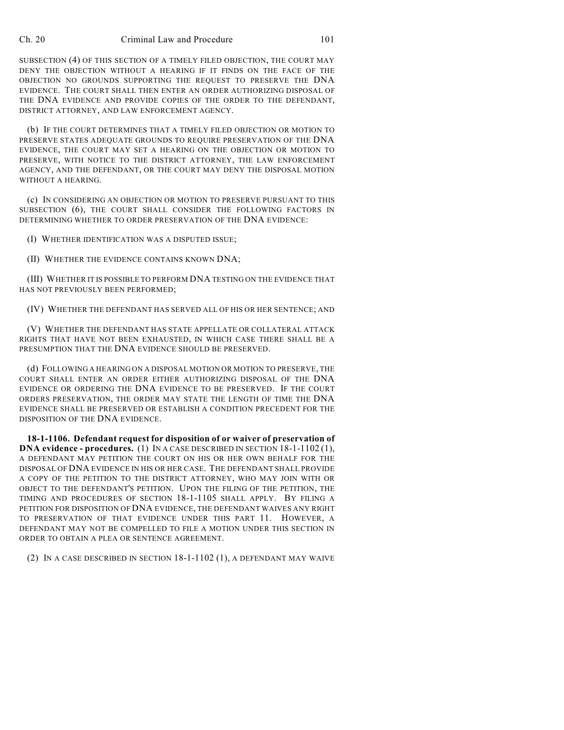SUBSECTION (4) OF THIS SECTION OF A TIMELY FILED OBJECTION, THE COURT MAY DENY THE OBJECTION WITHOUT A HEARING IF IT FINDS ON THE FACE OF THE OBJECTION NO GROUNDS SUPPORTING THE REQUEST TO PRESERVE THE DNA EVIDENCE. THE COURT SHALL THEN ENTER AN ORDER AUTHORIZING DISPOSAL OF THE DNA EVIDENCE AND PROVIDE COPIES OF THE ORDER TO THE DEFENDANT, DISTRICT ATTORNEY, AND LAW ENFORCEMENT AGENCY.

(b) IF THE COURT DETERMINES THAT A TIMELY FILED OBJECTION OR MOTION TO PRESERVE STATES ADEQUATE GROUNDS TO REQUIRE PRESERVATION OF THE DNA EVIDENCE, THE COURT MAY SET A HEARING ON THE OBJECTION OR MOTION TO PRESERVE, WITH NOTICE TO THE DISTRICT ATTORNEY, THE LAW ENFORCEMENT AGENCY, AND THE DEFENDANT, OR THE COURT MAY DENY THE DISPOSAL MOTION WITHOUT A HEARING.

(c) IN CONSIDERING AN OBJECTION OR MOTION TO PRESERVE PURSUANT TO THIS SUBSECTION (6), THE COURT SHALL CONSIDER THE FOLLOWING FACTORS IN DETERMINING WHETHER TO ORDER PRESERVATION OF THE DNA EVIDENCE:

(I) WHETHER IDENTIFICATION WAS A DISPUTED ISSUE;

(II) WHETHER THE EVIDENCE CONTAINS KNOWN DNA;

(III) WHETHER IT IS POSSIBLE TO PERFORM DNA TESTING ON THE EVIDENCE THAT HAS NOT PREVIOUSLY BEEN PERFORMED;

(IV) WHETHER THE DEFENDANT HAS SERVED ALL OF HIS OR HER SENTENCE; AND

(V) WHETHER THE DEFENDANT HAS STATE APPELLATE OR COLLATERAL ATTACK RIGHTS THAT HAVE NOT BEEN EXHAUSTED, IN WHICH CASE THERE SHALL BE A PRESUMPTION THAT THE DNA EVIDENCE SHOULD BE PRESERVED.

(d) FOLLOWING A HEARING ON A DISPOSAL MOTION OR MOTION TO PRESERVE, THE COURT SHALL ENTER AN ORDER EITHER AUTHORIZING DISPOSAL OF THE DNA EVIDENCE OR ORDERING THE DNA EVIDENCE TO BE PRESERVED. IF THE COURT ORDERS PRESERVATION, THE ORDER MAY STATE THE LENGTH OF TIME THE DNA EVIDENCE SHALL BE PRESERVED OR ESTABLISH A CONDITION PRECEDENT FOR THE DISPOSITION OF THE DNA EVIDENCE.

**18-1-1106. Defendant request for disposition of or waiver of preservation of DNA evidence - procedures.** (1) IN A CASE DESCRIBED IN SECTION 18-1-1102 (1), A DEFENDANT MAY PETITION THE COURT ON HIS OR HER OWN BEHALF FOR THE DISPOSAL OF DNA EVIDENCE IN HIS OR HER CASE. THE DEFENDANT SHALL PROVIDE A COPY OF THE PETITION TO THE DISTRICT ATTORNEY, WHO MAY JOIN WITH OR OBJECT TO THE DEFENDANT'S PETITION. UPON THE FILING OF THE PETITION, THE TIMING AND PROCEDURES OF SECTION 18-1-1105 SHALL APPLY. BY FILING A PETITION FOR DISPOSITION OF DNA EVIDENCE, THE DEFENDANT WAIVES ANY RIGHT TO PRESERVATION OF THAT EVIDENCE UNDER THIS PART 11. HOWEVER, A DEFENDANT MAY NOT BE COMPELLED TO FILE A MOTION UNDER THIS SECTION IN ORDER TO OBTAIN A PLEA OR SENTENCE AGREEMENT.

(2) IN A CASE DESCRIBED IN SECTION 18-1-1102 (1), A DEFENDANT MAY WAIVE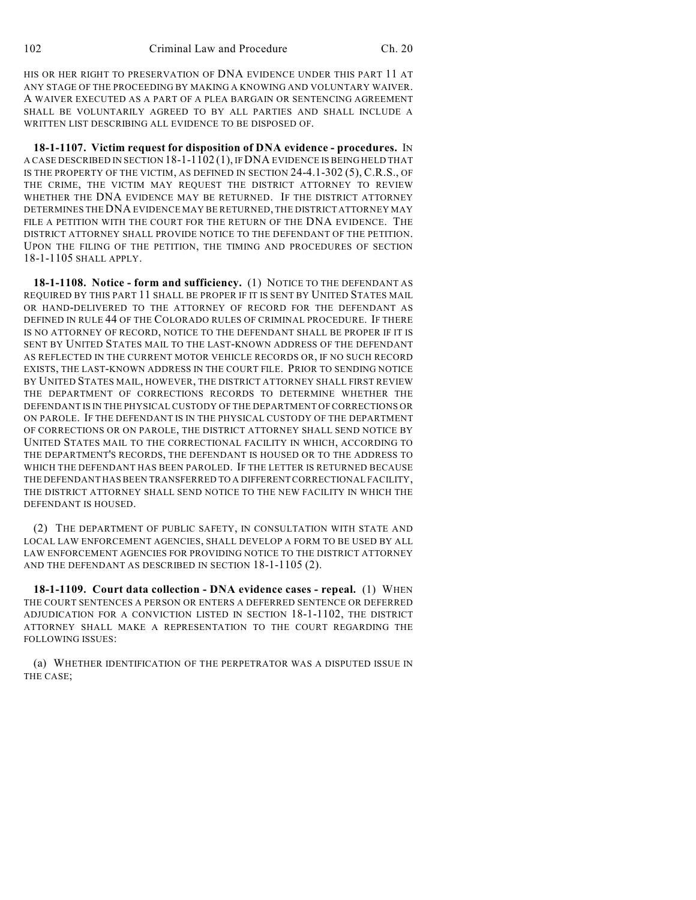HIS OR HER RIGHT TO PRESERVATION OF DNA EVIDENCE UNDER THIS PART 11 AT ANY STAGE OF THE PROCEEDING BY MAKING A KNOWING AND VOLUNTARY WAIVER. A WAIVER EXECUTED AS A PART OF A PLEA BARGAIN OR SENTENCING AGREEMENT SHALL BE VOLUNTARILY AGREED TO BY ALL PARTIES AND SHALL INCLUDE A WRITTEN LIST DESCRIBING ALL EVIDENCE TO BE DISPOSED OF.

**18-1-1107. Victim request for disposition of DNA evidence - procedures.** IN A CASE DESCRIBED IN SECTION 18-1-1102 (1), IF DNA EVIDENCE IS BEING HELD THAT IS THE PROPERTY OF THE VICTIM, AS DEFINED IN SECTION 24-4.1-302 (5), C.R.S., OF THE CRIME, THE VICTIM MAY REQUEST THE DISTRICT ATTORNEY TO REVIEW WHETHER THE DNA EVIDENCE MAY BE RETURNED. IF THE DISTRICT ATTORNEY DETERMINES THE DNA EVIDENCE MAY BE RETURNED, THE DISTRICT ATTORNEY MAY FILE A PETITION WITH THE COURT FOR THE RETURN OF THE DNA EVIDENCE. THE DISTRICT ATTORNEY SHALL PROVIDE NOTICE TO THE DEFENDANT OF THE PETITION. UPON THE FILING OF THE PETITION, THE TIMING AND PROCEDURES OF SECTION 18-1-1105 SHALL APPLY.

**18-1-1108. Notice - form and sufficiency.** (1) NOTICE TO THE DEFENDANT AS REQUIRED BY THIS PART 11 SHALL BE PROPER IF IT IS SENT BY UNITED STATES MAIL OR HAND-DELIVERED TO THE ATTORNEY OF RECORD FOR THE DEFENDANT AS DEFINED IN RULE 44 OF THE COLORADO RULES OF CRIMINAL PROCEDURE. IF THERE IS NO ATTORNEY OF RECORD, NOTICE TO THE DEFENDANT SHALL BE PROPER IF IT IS SENT BY UNITED STATES MAIL TO THE LAST-KNOWN ADDRESS OF THE DEFENDANT AS REFLECTED IN THE CURRENT MOTOR VEHICLE RECORDS OR, IF NO SUCH RECORD EXISTS, THE LAST-KNOWN ADDRESS IN THE COURT FILE. PRIOR TO SENDING NOTICE BY UNITED STATES MAIL, HOWEVER, THE DISTRICT ATTORNEY SHALL FIRST REVIEW THE DEPARTMENT OF CORRECTIONS RECORDS TO DETERMINE WHETHER THE DEFENDANT IS IN THE PHYSICAL CUSTODY OF THE DEPARTMENT OF CORRECTIONS OR ON PAROLE. IF THE DEFENDANT IS IN THE PHYSICAL CUSTODY OF THE DEPARTMENT OF CORRECTIONS OR ON PAROLE, THE DISTRICT ATTORNEY SHALL SEND NOTICE BY UNITED STATES MAIL TO THE CORRECTIONAL FACILITY IN WHICH, ACCORDING TO THE DEPARTMENT'S RECORDS, THE DEFENDANT IS HOUSED OR TO THE ADDRESS TO WHICH THE DEFENDANT HAS BEEN PAROLED. IF THE LETTER IS RETURNED BECAUSE THE DEFENDANT HAS BEEN TRANSFERRED TO A DIFFERENT CORRECTIONAL FACILITY, THE DISTRICT ATTORNEY SHALL SEND NOTICE TO THE NEW FACILITY IN WHICH THE DEFENDANT IS HOUSED.

(2) THE DEPARTMENT OF PUBLIC SAFETY, IN CONSULTATION WITH STATE AND LOCAL LAW ENFORCEMENT AGENCIES, SHALL DEVELOP A FORM TO BE USED BY ALL LAW ENFORCEMENT AGENCIES FOR PROVIDING NOTICE TO THE DISTRICT ATTORNEY AND THE DEFENDANT AS DESCRIBED IN SECTION 18-1-1105 (2).

**18-1-1109. Court data collection - DNA evidence cases - repeal.** (1) WHEN THE COURT SENTENCES A PERSON OR ENTERS A DEFERRED SENTENCE OR DEFERRED ADJUDICATION FOR A CONVICTION LISTED IN SECTION 18-1-1102, THE DISTRICT ATTORNEY SHALL MAKE A REPRESENTATION TO THE COURT REGARDING THE FOLLOWING ISSUES:

(a) WHETHER IDENTIFICATION OF THE PERPETRATOR WAS A DISPUTED ISSUE IN THE CASE;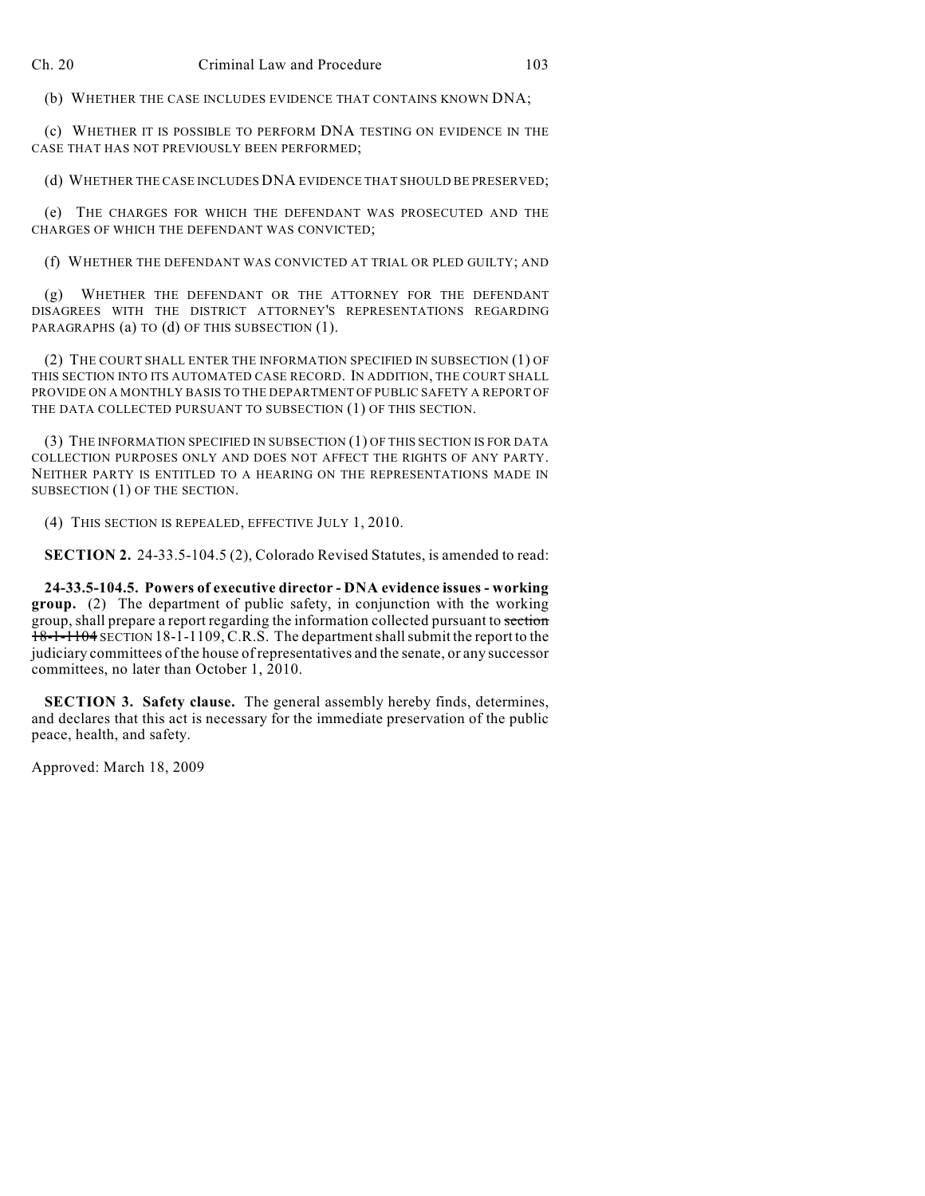(b) WHETHER THE CASE INCLUDES EVIDENCE THAT CONTAINS KNOWN DNA;

(c) WHETHER IT IS POSSIBLE TO PERFORM DNA TESTING ON EVIDENCE IN THE CASE THAT HAS NOT PREVIOUSLY BEEN PERFORMED;

(d) WHETHER THE CASE INCLUDES DNA EVIDENCE THAT SHOULD BE PRESERVED;

(e) THE CHARGES FOR WHICH THE DEFENDANT WAS PROSECUTED AND THE CHARGES OF WHICH THE DEFENDANT WAS CONVICTED;

(f) WHETHER THE DEFENDANT WAS CONVICTED AT TRIAL OR PLED GUILTY; AND

(g) WHETHER THE DEFENDANT OR THE ATTORNEY FOR THE DEFENDANT DISAGREES WITH THE DISTRICT ATTORNEY'S REPRESENTATIONS REGARDING PARAGRAPHS (a) TO (d) OF THIS SUBSECTION (1).

(2) THE COURT SHALL ENTER THE INFORMATION SPECIFIED IN SUBSECTION (1) OF THIS SECTION INTO ITS AUTOMATED CASE RECORD. IN ADDITION, THE COURT SHALL PROVIDE ON A MONTHLY BASIS TO THE DEPARTMENT OF PUBLIC SAFETY A REPORT OF THE DATA COLLECTED PURSUANT TO SUBSECTION (1) OF THIS SECTION.

(3) THE INFORMATION SPECIFIED IN SUBSECTION (1) OF THIS SECTION IS FOR DATA COLLECTION PURPOSES ONLY AND DOES NOT AFFECT THE RIGHTS OF ANY PARTY. NEITHER PARTY IS ENTITLED TO A HEARING ON THE REPRESENTATIONS MADE IN SUBSECTION (1) OF THE SECTION.

(4) THIS SECTION IS REPEALED, EFFECTIVE JULY 1, 2010.

**SECTION 2.** 24-33.5-104.5 (2), Colorado Revised Statutes, is amended to read:

**24-33.5-104.5. Powers of executive director - DNA evidence issues - working group.** (2) The department of public safety, in conjunction with the working group, shall prepare a report regarding the information collected pursuant to ~~section 18-1-1104~~ SECTION 18-1-1109, C.R.S. The department shall submit the report to the judiciary committees of the house of representatives and the senate, or any successor committees, no later than October 1, 2010.

**SECTION 3. Safety clause.** The general assembly hereby finds, determines, and declares that this act is necessary for the immediate preservation of the public peace, health, and safety.

Approved: March 18, 2009